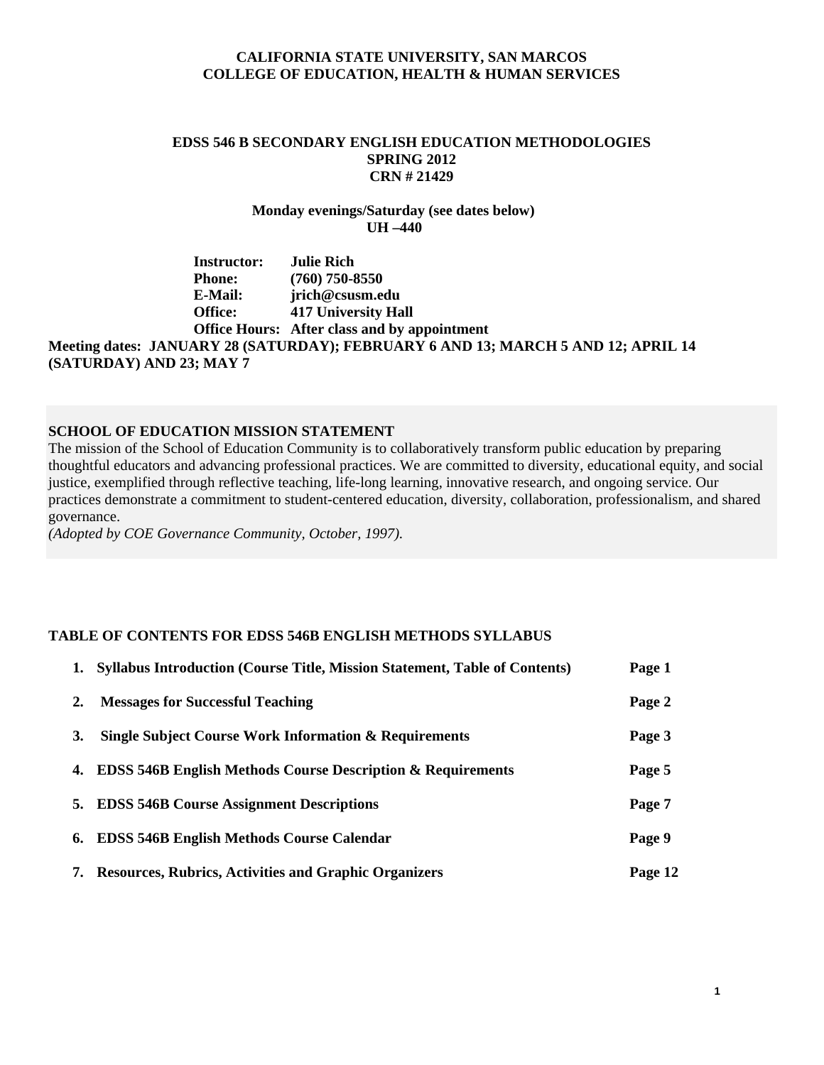**CALIFORNIA STATE UNIVERSITY, SAN MARCOS**
**COLLEGE OF EDUCATION, HEALTH & HUMAN SERVICES**

# EDSS 546 B SECONDARY ENGLISH EDUCATION METHODOLOGIES

**SPRING 2012**
**CRN # 21429**

**Monday evenings/Saturday (see dates below)**
**UH –440**

**Instructor:** Julie Rich
**Phone:** (760) 750-8550
**E-Mail:** jrich@csusm.edu
**Office:** 417 University Hall
**Office Hours:** After class and by appointment

**Meeting dates: JANUARY 28 (SATURDAY); FEBRUARY 6 AND 13; MARCH 5 AND 12; APRIL 14 (SATURDAY) AND 23; MAY 7**

## SCHOOL OF EDUCATION MISSION STATEMENT

The mission of the School of Education Community is to collaboratively transform public education by preparing thoughtful educators and advancing professional practices. We are committed to diversity, educational equity, and social justice, exemplified through reflective teaching, life-long learning, innovative research, and ongoing service. Our practices demonstrate a commitment to student-centered education, diversity, collaboration, professionalism, and shared governance.

*(Adopted by COE Governance Community, October, 1997).*

## TABLE OF CONTENTS FOR EDSS 546B ENGLISH METHODS SYLLABUS

1. **Syllabus Introduction (Course Title, Mission Statement, Table of Contents)** **Page 1**
2. **Messages for Successful Teaching** **Page 2**
3. **Single Subject Course Work Information & Requirements** **Page 3**
4. **EDSS 546B English Methods Course Description & Requirements** **Page 5**
5. **EDSS 546B Course Assignment Descriptions** **Page 7**
6. **EDSS 546B English Methods Course Calendar** **Page 9**
7. **Resources, Rubrics, Activities and Graphic Organizers** **Page 12**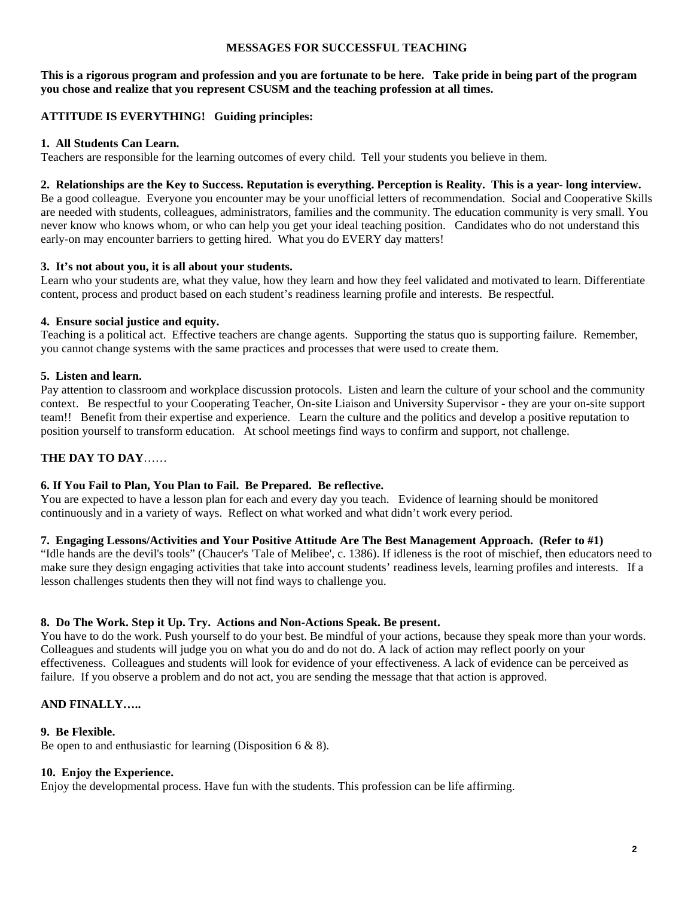# MESSAGES FOR SUCCESSFUL TEACHING

**This is a rigorous program and profession and you are fortunate to be here. Take pride in being part of the program you chose and realize that you represent CSUSM and the teaching profession at all times.**

## ATTITUDE IS EVERYTHING! Guiding principles:

**1. All Students Can Learn.**
Teachers are responsible for the learning outcomes of every child. Tell your students you believe in them.

**2. Relationships are the Key to Success. Reputation is everything. Perception is Reality. This is a year- long interview.**
Be a good colleague. Everyone you encounter may be your unofficial letters of recommendation. Social and Cooperative Skills are needed with students, colleagues, administrators, families and the community. The education community is very small. You never know who knows whom, or who can help you get your ideal teaching position. Candidates who do not understand this early-on may encounter barriers to getting hired. What you do EVERY day matters!

**3. It's not about you, it is all about your students.**
Learn who your students are, what they value, how they learn and how they feel validated and motivated to learn. Differentiate content, process and product based on each student's readiness learning profile and interests. Be respectful.

**4. Ensure social justice and equity.**
Teaching is a political act. Effective teachers are change agents. Supporting the status quo is supporting failure. Remember, you cannot change systems with the same practices and processes that were used to create them.

**5. Listen and learn.**
Pay attention to classroom and workplace discussion protocols. Listen and learn the culture of your school and the community context. Be respectful to your Cooperating Teacher, On-site Liaison and University Supervisor - they are your on-site support team!! Benefit from their expertise and experience. Learn the culture and the politics and develop a positive reputation to position yourself to transform education. At school meetings find ways to confirm and support, not challenge.

## THE DAY TO DAY……

**6. If You Fail to Plan, You Plan to Fail. Be Prepared. Be reflective.**
You are expected to have a lesson plan for each and every day you teach. Evidence of learning should be monitored continuously and in a variety of ways. Reflect on what worked and what didn't work every period.

**7. Engaging Lessons/Activities and Your Positive Attitude Are The Best Management Approach. (Refer to #1)**
"Idle hands are the devil's tools" (Chaucer's 'Tale of Melibee', c. 1386). If idleness is the root of mischief, then educators need to make sure they design engaging activities that take into account students' readiness levels, learning profiles and interests. If a lesson challenges students then they will not find ways to challenge you.

**8. Do The Work. Step it Up. Try. Actions and Non-Actions Speak. Be present.**
You have to do the work. Push yourself to do your best. Be mindful of your actions, because they speak more than your words. Colleagues and students will judge you on what you do and do not do. A lack of action may reflect poorly on your effectiveness. Colleagues and students will look for evidence of your effectiveness. A lack of evidence can be perceived as failure. If you observe a problem and do not act, you are sending the message that that action is approved.

## AND FINALLY…..

**9. Be Flexible.**
Be open to and enthusiastic for learning (Disposition 6 & 8).

**10. Enjoy the Experience.**
Enjoy the developmental process. Have fun with the students. This profession can be life affirming.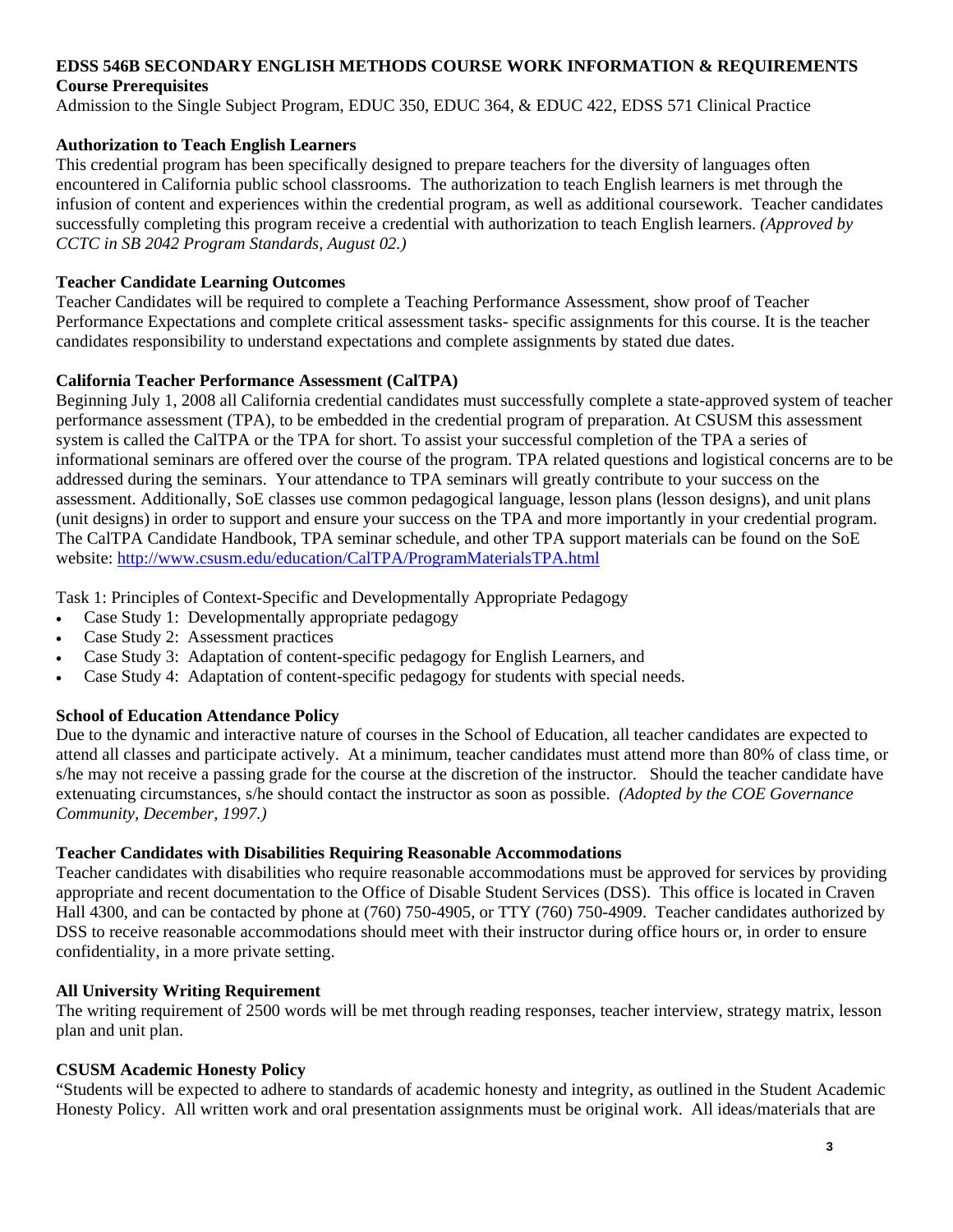**EDSS 546B SECONDARY ENGLISH METHODS COURSE WORK INFORMATION & REQUIREMENTS**

**Course Prerequisites**

Admission to the Single Subject Program, EDUC 350, EDUC 364, & EDUC 422, EDSS 571 Clinical Practice

**Authorization to Teach English Learners**

This credential program has been specifically designed to prepare teachers for the diversity of languages often encountered in California public school classrooms. The authorization to teach English learners is met through the infusion of content and experiences within the credential program, as well as additional coursework. Teacher candidates successfully completing this program receive a credential with authorization to teach English learners. *(Approved by CCTC in SB 2042 Program Standards, August 02.)*

**Teacher Candidate Learning Outcomes**

Teacher Candidates will be required to complete a Teaching Performance Assessment, show proof of Teacher Performance Expectations and complete critical assessment tasks- specific assignments for this course. It is the teacher candidates responsibility to understand expectations and complete assignments by stated due dates.

**California Teacher Performance Assessment (CalTPA)**

Beginning July 1, 2008 all California credential candidates must successfully complete a state-approved system of teacher performance assessment (TPA), to be embedded in the credential program of preparation. At CSUSM this assessment system is called the CalTPA or the TPA for short. To assist your successful completion of the TPA a series of informational seminars are offered over the course of the program. TPA related questions and logistical concerns are to be addressed during the seminars. Your attendance to TPA seminars will greatly contribute to your success on the assessment. Additionally, SoE classes use common pedagogical language, lesson plans (lesson designs), and unit plans (unit designs) in order to support and ensure your success on the TPA and more importantly in your credential program. The CalTPA Candidate Handbook, TPA seminar schedule, and other TPA support materials can be found on the SoE website: http://www.csusm.edu/education/CalTPA/ProgramMaterialsTPA.html

Task 1: Principles of Context-Specific and Developmentally Appropriate Pedagogy

- Case Study 1: Developmentally appropriate pedagogy
- Case Study 2: Assessment practices
- Case Study 3: Adaptation of content-specific pedagogy for English Learners, and
- Case Study 4: Adaptation of content-specific pedagogy for students with special needs.

**School of Education Attendance Policy**

Due to the dynamic and interactive nature of courses in the School of Education, all teacher candidates are expected to attend all classes and participate actively. At a minimum, teacher candidates must attend more than 80% of class time, or s/he may not receive a passing grade for the course at the discretion of the instructor. Should the teacher candidate have extenuating circumstances, s/he should contact the instructor as soon as possible. *(Adopted by the COE Governance Community, December, 1997.)*

**Teacher Candidates with Disabilities Requiring Reasonable Accommodations**

Teacher candidates with disabilities who require reasonable accommodations must be approved for services by providing appropriate and recent documentation to the Office of Disable Student Services (DSS). This office is located in Craven Hall 4300, and can be contacted by phone at (760) 750-4905, or TTY (760) 750-4909. Teacher candidates authorized by DSS to receive reasonable accommodations should meet with their instructor during office hours or, in order to ensure confidentiality, in a more private setting.

**All University Writing Requirement**

The writing requirement of 2500 words will be met through reading responses, teacher interview, strategy matrix, lesson plan and unit plan.

**CSUSM Academic Honesty Policy**

"Students will be expected to adhere to standards of academic honesty and integrity, as outlined in the Student Academic Honesty Policy. All written work and oral presentation assignments must be original work. All ideas/materials that are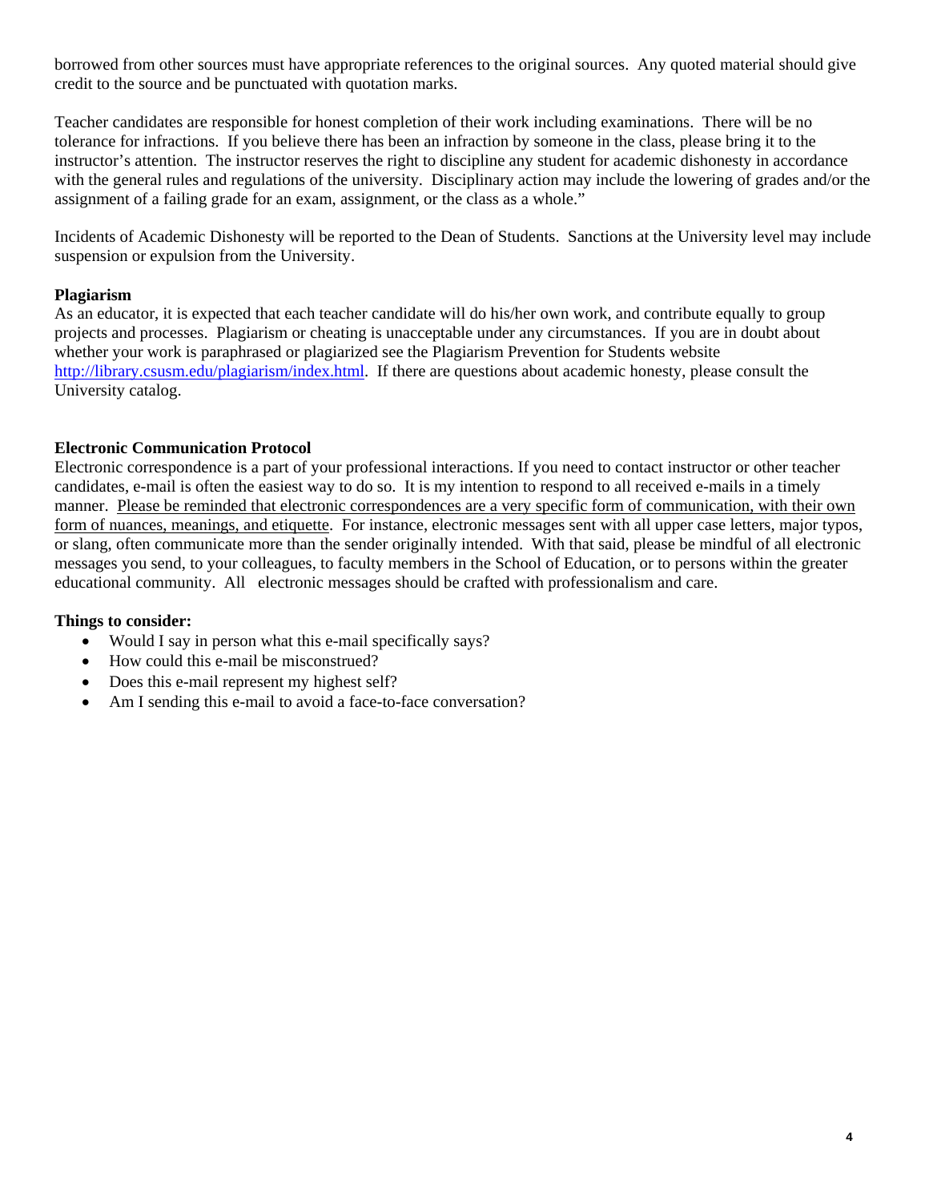borrowed from other sources must have appropriate references to the original sources. Any quoted material should give credit to the source and be punctuated with quotation marks.

Teacher candidates are responsible for honest completion of their work including examinations. There will be no tolerance for infractions. If you believe there has been an infraction by someone in the class, please bring it to the instructor's attention. The instructor reserves the right to discipline any student for academic dishonesty in accordance with the general rules and regulations of the university. Disciplinary action may include the lowering of grades and/or the assignment of a failing grade for an exam, assignment, or the class as a whole."

Incidents of Academic Dishonesty will be reported to the Dean of Students. Sanctions at the University level may include suspension or expulsion from the University.

**Plagiarism**

As an educator, it is expected that each teacher candidate will do his/her own work, and contribute equally to group projects and processes. Plagiarism or cheating is unacceptable under any circumstances. If you are in doubt about whether your work is paraphrased or plagiarized see the Plagiarism Prevention for Students website http://library.csusm.edu/plagiarism/index.html. If there are questions about academic honesty, please consult the University catalog.

**Electronic Communication Protocol**

Electronic correspondence is a part of your professional interactions. If you need to contact instructor or other teacher candidates, e-mail is often the easiest way to do so. It is my intention to respond to all received e-mails in a timely manner. Please be reminded that electronic correspondences are a very specific form of communication, with their own form of nuances, meanings, and etiquette. For instance, electronic messages sent with all upper case letters, major typos, or slang, often communicate more than the sender originally intended. With that said, please be mindful of all electronic messages you send, to your colleagues, to faculty members in the School of Education, or to persons within the greater educational community. All electronic messages should be crafted with professionalism and care.

**Things to consider:**

- Would I say in person what this e-mail specifically says?
- How could this e-mail be misconstrued?
- Does this e-mail represent my highest self?
- Am I sending this e-mail to avoid a face-to-face conversation?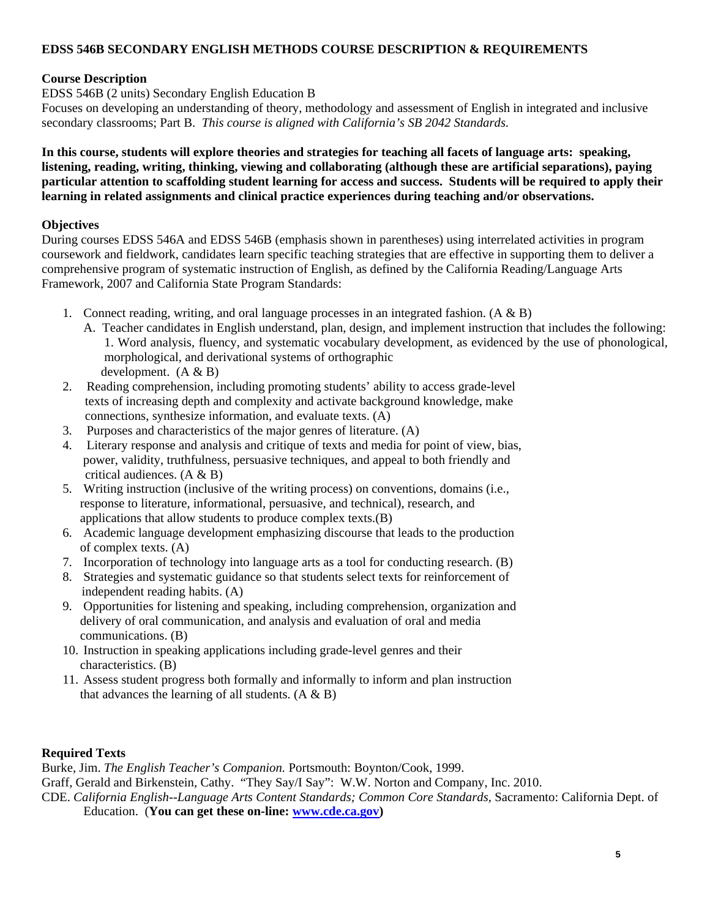# EDSS 546B SECONDARY ENGLISH METHODS COURSE DESCRIPTION & REQUIREMENTS

## Course Description

EDSS 546B (2 units) Secondary English Education B

Focuses on developing an understanding of theory, methodology and assessment of English in integrated and inclusive secondary classrooms; Part B. *This course is aligned with California's SB 2042 Standards.*

**In this course, students will explore theories and strategies for teaching all facets of language arts: speaking, listening, reading, writing, thinking, viewing and collaborating (although these are artificial separations), paying particular attention to scaffolding student learning for access and success. Students will be required to apply their learning in related assignments and clinical practice experiences during teaching and/or observations.**

## Objectives

During courses EDSS 546A and EDSS 546B (emphasis shown in parentheses) using interrelated activities in program coursework and fieldwork, candidates learn specific teaching strategies that are effective in supporting them to deliver a comprehensive program of systematic instruction of English, as defined by the California Reading/Language Arts Framework, 2007 and California State Program Standards:

1. Connect reading, writing, and oral language processes in an integrated fashion. (A & B)
   A. Teacher candidates in English understand, plan, design, and implement instruction that includes the following:
      1. Word analysis, fluency, and systematic vocabulary development, as evidenced by the use of phonological, morphological, and derivational systems of orthographic development. (A & B)
2. Reading comprehension, including promoting students' ability to access grade-level texts of increasing depth and complexity and activate background knowledge, make connections, synthesize information, and evaluate texts. (A)
3. Purposes and characteristics of the major genres of literature. (A)
4. Literary response and analysis and critique of texts and media for point of view, bias, power, validity, truthfulness, persuasive techniques, and appeal to both friendly and critical audiences. (A & B)
5. Writing instruction (inclusive of the writing process) on conventions, domains (i.e., response to literature, informational, persuasive, and technical), research, and applications that allow students to produce complex texts.(B)
6. Academic language development emphasizing discourse that leads to the production of complex texts. (A)
7. Incorporation of technology into language arts as a tool for conducting research. (B)
8. Strategies and systematic guidance so that students select texts for reinforcement of independent reading habits. (A)
9. Opportunities for listening and speaking, including comprehension, organization and delivery of oral communication, and analysis and evaluation of oral and media communications. (B)
10. Instruction in speaking applications including grade-level genres and their characteristics. (B)
11. Assess student progress both formally and informally to inform and plan instruction that advances the learning of all students. (A & B)

## Required Texts

Burke, Jim. *The English Teacher's Companion.* Portsmouth: Boynton/Cook, 1999.

Graff, Gerald and Birkenstein, Cathy. "They Say/I Say": W.W. Norton and Company, Inc. 2010.

CDE. *California English--Language Arts Content Standards; Common Core Standards*, Sacramento: California Dept. of Education. (**You can get these on-line: www.cde.ca.gov)**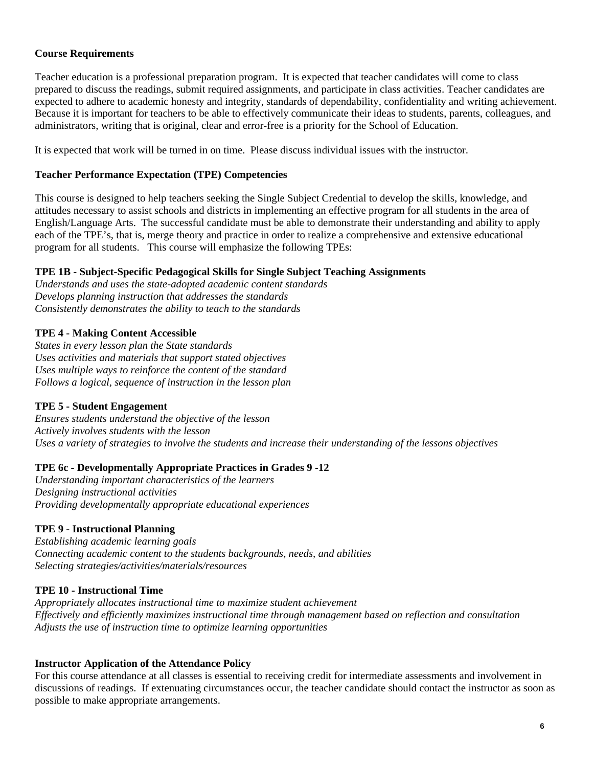**Course Requirements**

Teacher education is a professional preparation program. It is expected that teacher candidates will come to class prepared to discuss the readings, submit required assignments, and participate in class activities. Teacher candidates are expected to adhere to academic honesty and integrity, standards of dependability, confidentiality and writing achievement. Because it is important for teachers to be able to effectively communicate their ideas to students, parents, colleagues, and administrators, writing that is original, clear and error-free is a priority for the School of Education.

It is expected that work will be turned in on time. Please discuss individual issues with the instructor.

**Teacher Performance Expectation (TPE) Competencies**

This course is designed to help teachers seeking the Single Subject Credential to develop the skills, knowledge, and attitudes necessary to assist schools and districts in implementing an effective program for all students in the area of English/Language Arts. The successful candidate must be able to demonstrate their understanding and ability to apply each of the TPE's, that is, merge theory and practice in order to realize a comprehensive and extensive educational program for all students. This course will emphasize the following TPEs:

**TPE 1B - Subject-Specific Pedagogical Skills for Single Subject Teaching Assignments**
*Understands and uses the state-adopted academic content standards*
*Develops planning instruction that addresses the standards*
*Consistently demonstrates the ability to teach to the standards*

**TPE 4 - Making Content Accessible**
*States in every lesson plan the State standards*
*Uses activities and materials that support stated objectives*
*Uses multiple ways to reinforce the content of the standard*
*Follows a logical, sequence of instruction in the lesson plan*

**TPE 5 - Student Engagement**
*Ensures students understand the objective of the lesson*
*Actively involves students with the lesson*
*Uses a variety of strategies to involve the students and increase their understanding of the lessons objectives*

**TPE 6c - Developmentally Appropriate Practices in Grades 9 -12**
*Understanding important characteristics of the learners*
*Designing instructional activities*
*Providing developmentally appropriate educational experiences*

**TPE 9 - Instructional Planning**
*Establishing academic learning goals*
*Connecting academic content to the students backgrounds, needs, and abilities*
*Selecting strategies/activities/materials/resources*

**TPE 10 - Instructional Time**
*Appropriately allocates instructional time to maximize student achievement*
*Effectively and efficiently maximizes instructional time through management based on reflection and consultation*
*Adjusts the use of instruction time to optimize learning opportunities*

**Instructor Application of the Attendance Policy**
For this course attendance at all classes is essential to receiving credit for intermediate assessments and involvement in discussions of readings. If extenuating circumstances occur, the teacher candidate should contact the instructor as soon as possible to make appropriate arrangements.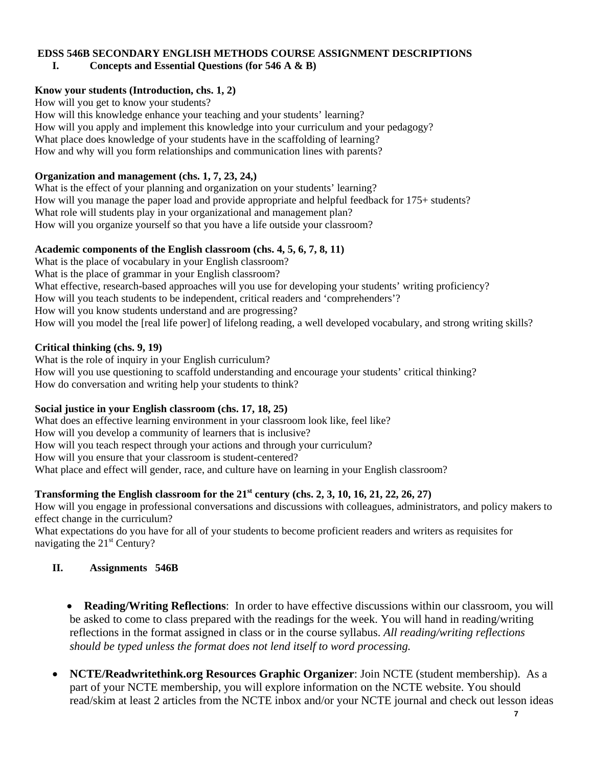# EDSS 546B SECONDARY ENGLISH METHODS COURSE ASSIGNMENT DESCRIPTIONS

## I. Concepts and Essential Questions (for 546 A & B)

**Know your students (Introduction, chs. 1, 2)**

How will you get to know your students?
How will this knowledge enhance your teaching and your students' learning?
How will you apply and implement this knowledge into your curriculum and your pedagogy?
What place does knowledge of your students have in the scaffolding of learning?
How and why will you form relationships and communication lines with parents?

**Organization and management (chs. 1, 7, 23, 24,)**

What is the effect of your planning and organization on your students' learning?
How will you manage the paper load and provide appropriate and helpful feedback for 175+ students?
What role will students play in your organizational and management plan?
How will you organize yourself so that you have a life outside your classroom?

**Academic components of the English classroom (chs. 4, 5, 6, 7, 8, 11)**

What is the place of vocabulary in your English classroom?
What is the place of grammar in your English classroom?
What effective, research-based approaches will you use for developing your students' writing proficiency?
How will you teach students to be independent, critical readers and 'comprehenders'?
How will you know students understand and are progressing?
How will you model the [real life power] of lifelong reading, a well developed vocabulary, and strong writing skills?

**Critical thinking (chs. 9, 19)**

What is the role of inquiry in your English curriculum?
How will you use questioning to scaffold understanding and encourage your students' critical thinking?
How do conversation and writing help your students to think?

**Social justice in your English classroom (chs. 17, 18, 25)**

What does an effective learning environment in your classroom look like, feel like?
How will you develop a community of learners that is inclusive?
How will you teach respect through your actions and through your curriculum?
How will you ensure that your classroom is student-centered?
What place and effect will gender, race, and culture have on learning in your English classroom?

**Transforming the English classroom for the 21st century (chs. 2, 3, 10, 16, 21, 22, 26, 27)**

How will you engage in professional conversations and discussions with colleagues, administrators, and policy makers to effect change in the curriculum?
What expectations do you have for all of your students to become proficient readers and writers as requisites for navigating the 21st Century?

## II. Assignments 546B

- **Reading/Writing Reflections**: In order to have effective discussions within our classroom, you will be asked to come to class prepared with the readings for the week. You will hand in reading/writing reflections in the format assigned in class or in the course syllabus. *All reading/writing reflections should be typed unless the format does not lend itself to word processing.*

- **NCTE/Readwritethink.org Resources Graphic Organizer**: Join NCTE (student membership). As a part of your NCTE membership, you will explore information on the NCTE website. You should read/skim at least 2 articles from the NCTE inbox and/or your NCTE journal and check out lesson ideas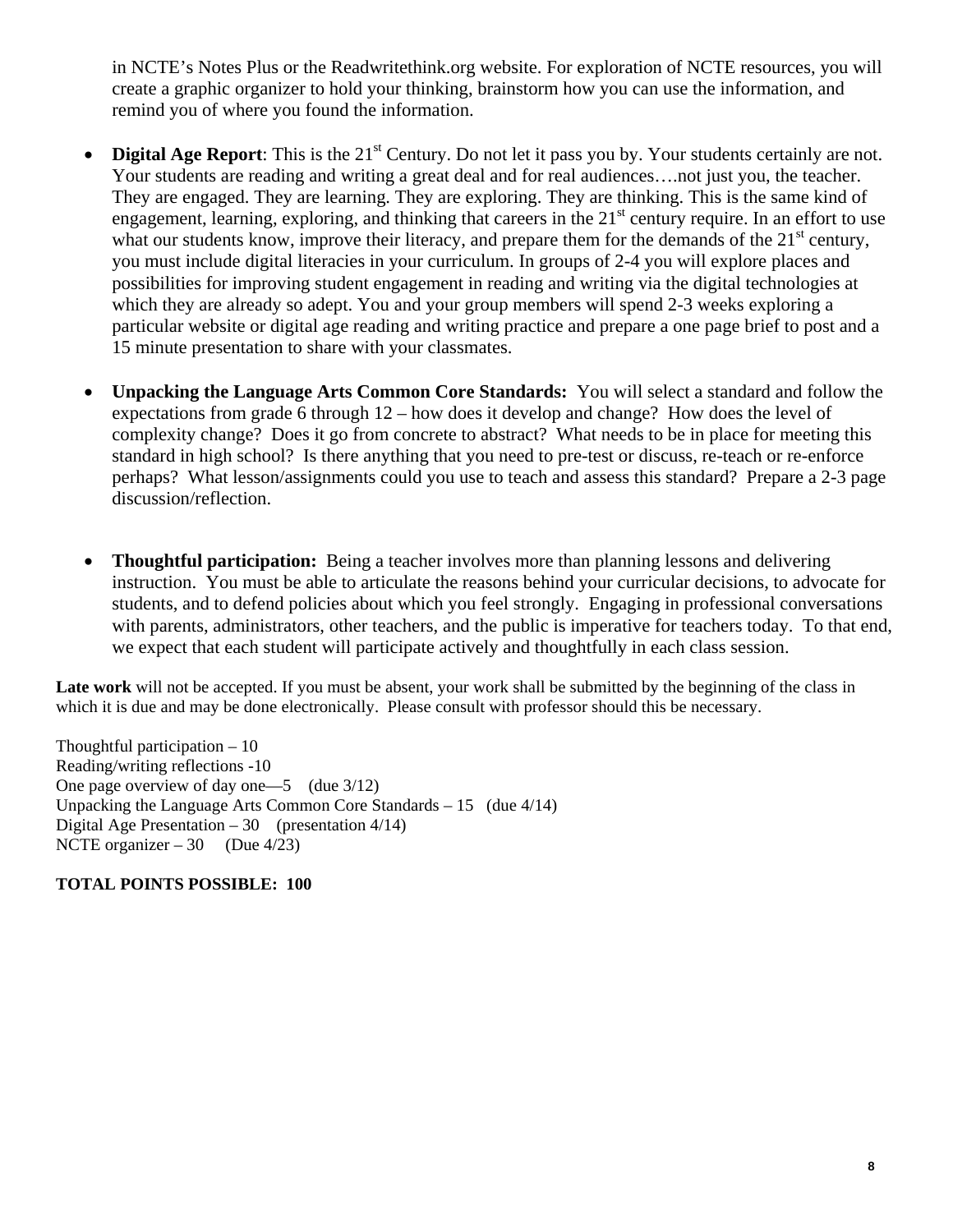in NCTE's Notes Plus or the Readwritethink.org website. For exploration of NCTE resources, you will create a graphic organizer to hold your thinking, brainstorm how you can use the information, and remind you of where you found the information.

- **Digital Age Report**: This is the 21st Century. Do not let it pass you by. Your students certainly are not. Your students are reading and writing a great deal and for real audiences….not just you, the teacher. They are engaged. They are learning. They are exploring. They are thinking. This is the same kind of engagement, learning, exploring, and thinking that careers in the 21st century require. In an effort to use what our students know, improve their literacy, and prepare them for the demands of the 21st century, you must include digital literacies in your curriculum. In groups of 2-4 you will explore places and possibilities for improving student engagement in reading and writing via the digital technologies at which they are already so adept. You and your group members will spend 2-3 weeks exploring a particular website or digital age reading and writing practice and prepare a one page brief to post and a 15 minute presentation to share with your classmates.

- **Unpacking the Language Arts Common Core Standards:** You will select a standard and follow the expectations from grade 6 through 12 – how does it develop and change? How does the level of complexity change? Does it go from concrete to abstract? What needs to be in place for meeting this standard in high school? Is there anything that you need to pre-test or discuss, re-teach or re-enforce perhaps? What lesson/assignments could you use to teach and assess this standard? Prepare a 2-3 page discussion/reflection.

- **Thoughtful participation:** Being a teacher involves more than planning lessons and delivering instruction. You must be able to articulate the reasons behind your curricular decisions, to advocate for students, and to defend policies about which you feel strongly. Engaging in professional conversations with parents, administrators, other teachers, and the public is imperative for teachers today. To that end, we expect that each student will participate actively and thoughtfully in each class session.

**Late work** will not be accepted. If you must be absent, your work shall be submitted by the beginning of the class in which it is due and may be done electronically. Please consult with professor should this be necessary.

Thoughtful participation – 10
Reading/writing reflections -10
One page overview of day one—5 (due 3/12)
Unpacking the Language Arts Common Core Standards – 15 (due 4/14)
Digital Age Presentation – 30 (presentation 4/14)
NCTE organizer – 30 (Due 4/23)

**TOTAL POINTS POSSIBLE: 100**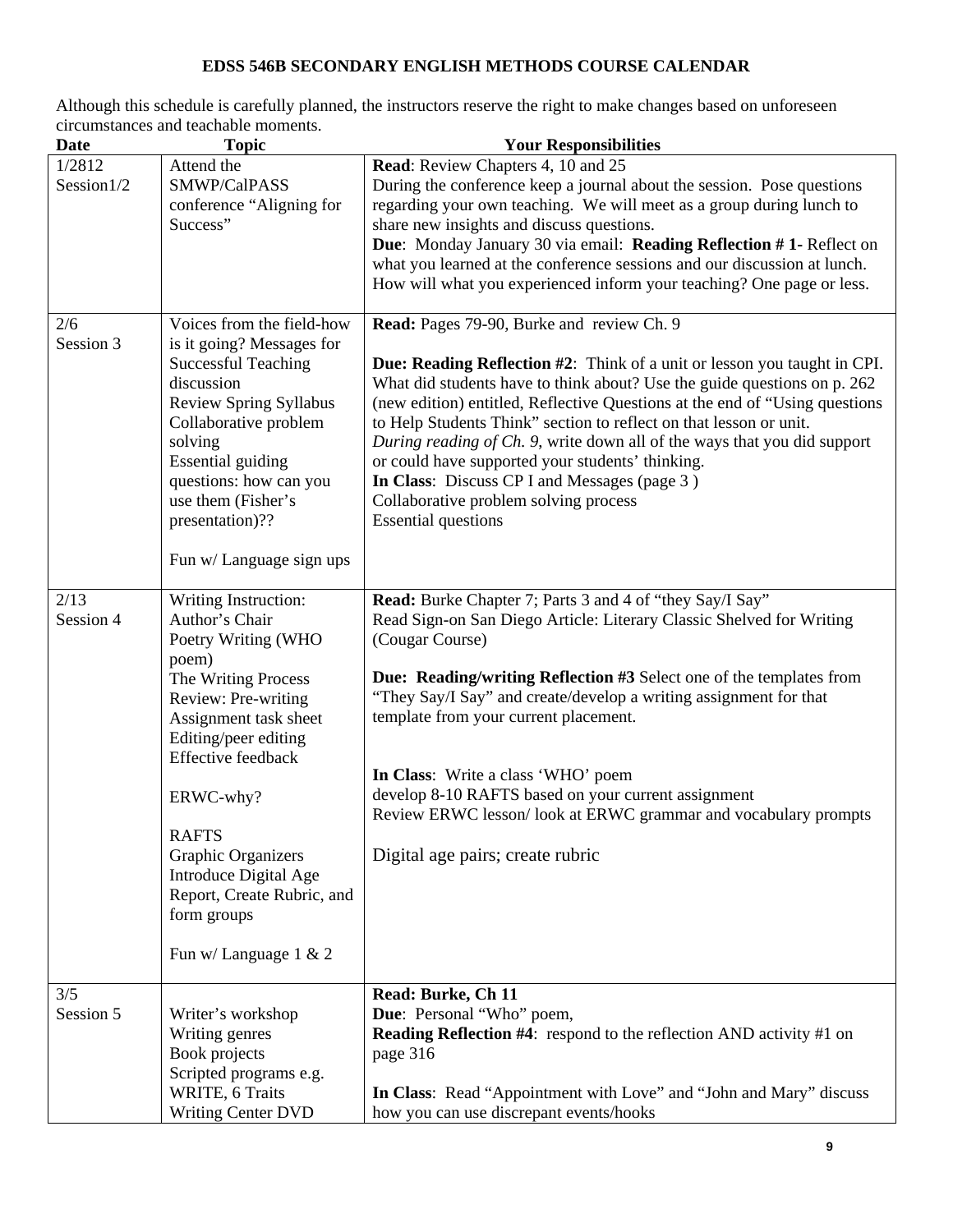# EDSS 546B SECONDARY ENGLISH METHODS COURSE CALENDAR

Although this schedule is carefully planned, the instructors reserve the right to make changes based on unforeseen circumstances and teachable moments.

| Date | Topic | Your Responsibilities |
|---|---|---|
| 1/2812<br>Session1/2 | Attend the SMWP/CalPASS conference "Aligning for Success" | **Read**: Review Chapters 4, 10 and 25<br>During the conference keep a journal about the session. Pose questions regarding your own teaching. We will meet as a group during lunch to share new insights and discuss questions.<br>**Due**: Monday January 30 via email: **Reading Reflection # 1-** Reflect on what you learned at the conference sessions and our discussion at lunch. How will what you experienced inform your teaching? One page or less. |
| 2/6<br>Session 3 | Voices from the field-how is it going? Messages for Successful Teaching discussion<br>Review Spring Syllabus<br>Collaborative problem solving<br>Essential guiding questions: how can you use them (Fisher's presentation)??<br><br>Fun w/ Language sign ups | **Read:** Pages 79-90, Burke and review Ch. 9<br><br>**Due: Reading Reflection #2**: Think of a unit or lesson you taught in CPI. What did students have to think about? Use the guide questions on p. 262 (new edition) entitled, Reflective Questions at the end of "Using questions to Help Students Think" section to reflect on that lesson or unit.<br>*During reading of Ch. 9*, write down all of the ways that you did support or could have supported your students' thinking.<br>**In Class**: Discuss CP I and Messages (page 3 )<br>Collaborative problem solving process<br>Essential questions |
| 2/13<br>Session 4 | Writing Instruction:<br>Author's Chair<br>Poetry Writing (WHO poem)<br>The Writing Process<br>Review: Pre-writing<br>Assignment task sheet<br>Editing/peer editing<br>Effective feedback<br><br>ERWC-why?<br><br>RAFTS<br>Graphic Organizers<br>Introduce Digital Age Report, Create Rubric, and form groups<br><br>Fun w/ Language 1 & 2 | **Read:** Burke Chapter 7; Parts 3 and 4 of "they Say/I Say"<br>Read Sign-on San Diego Article: Literary Classic Shelved for Writing (Cougar Course)<br><br>**Due: Reading/writing Reflection #3** Select one of the templates from "They Say/I Say" and create/develop a writing assignment for that template from your current placement.<br><br>**In Class**: Write a class 'WHO' poem<br>develop 8-10 RAFTS based on your current assignment<br>Review ERWC lesson/ look at ERWC grammar and vocabulary prompts<br><br>Digital age pairs; create rubric |
| 3/5<br>Session 5 | Writer's workshop<br>Writing genres<br>Book projects<br>Scripted programs e.g. WRITE, 6 Traits<br>Writing Center DVD | **Read: Burke, Ch 11**<br>**Due**: Personal "Who" poem,<br>**Reading Reflection #4**: respond to the reflection AND activity #1 on page 316<br><br>**In Class**: Read "Appointment with Love" and "John and Mary" discuss how you can use discrepant events/hooks |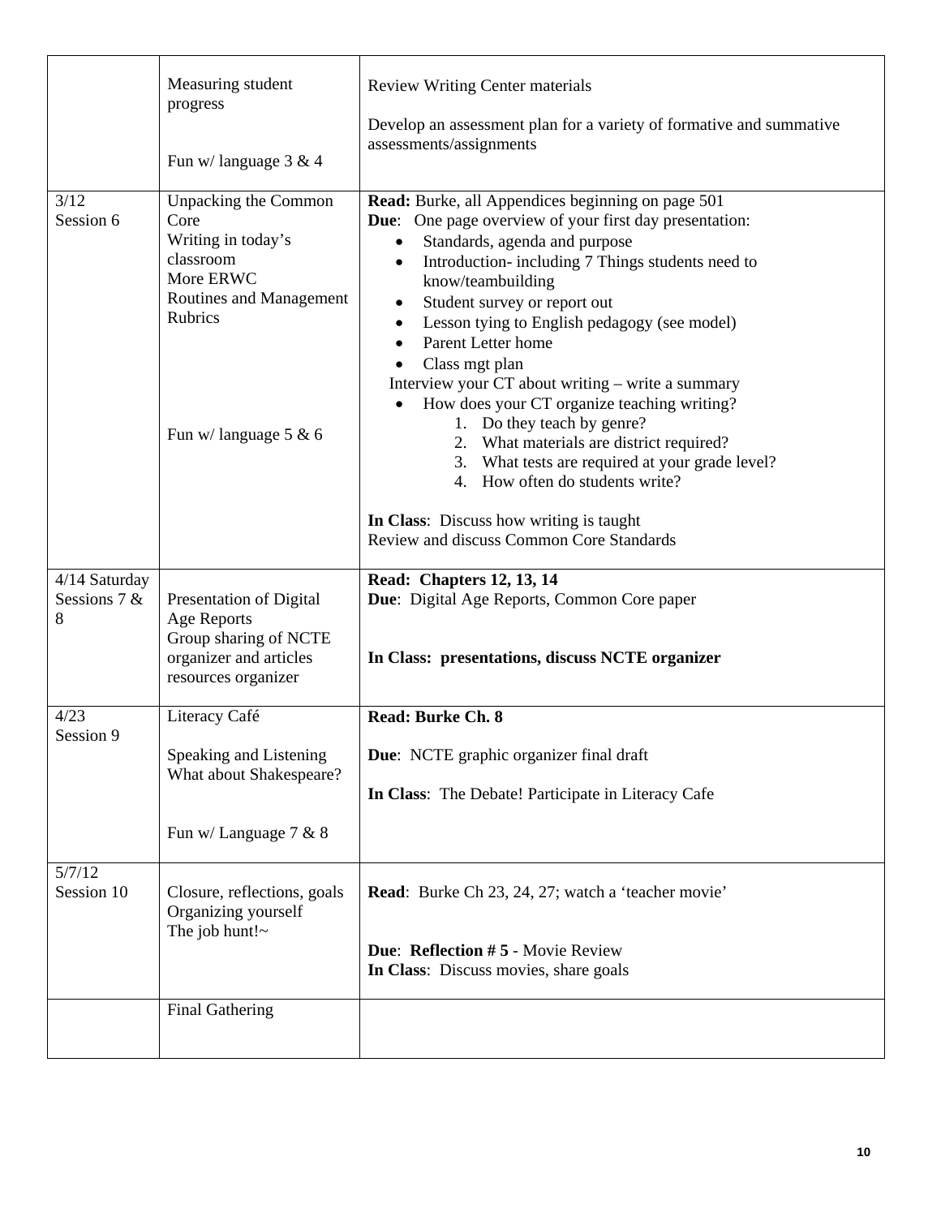| | | |
|---|---|---|
| | Measuring student progress<br><br>Fun w/ language 3 & 4 | Review Writing Center materials<br><br>Develop an assessment plan for a variety of formative and summative assessments/assignments |
| 3/12<br>Session 6 | Unpacking the Common Core<br>Writing in today's classroom<br>More ERWC<br>Routines and Management<br>Rubrics<br><br>Fun w/ language 5 & 6 | **Read:** Burke, all Appendices beginning on page 501<br>**Due**: One page overview of your first day presentation:<br>• Standards, agenda and purpose<br>• Introduction- including 7 Things students need to know/teambuilding<br>• Student survey or report out<br>• Lesson tying to English pedagogy (see model)<br>• Parent Letter home<br>• Class mgt plan<br>Interview your CT about writing – write a summary<br>• How does your CT organize teaching writing?<br>1. Do they teach by genre?<br>2. What materials are district required?<br>3. What tests are required at your grade level?<br>4. How often do students write?<br><br>**In Class**: Discuss how writing is taught<br>Review and discuss Common Core Standards |
| 4/14 Saturday<br>Sessions 7 & 8 | Presentation of Digital Age Reports<br>Group sharing of NCTE organizer and articles resources organizer | **Read: Chapters 12, 13, 14**<br>**Due**: Digital Age Reports, Common Core paper<br><br>**In Class: presentations, discuss NCTE organizer** |
| 4/23<br>Session 9 | Literacy Café<br><br>Speaking and Listening<br>What about Shakespeare?<br><br>Fun w/ Language 7 & 8 | **Read: Burke Ch. 8**<br><br>**Due**: NCTE graphic organizer final draft<br><br>**In Class**: The Debate! Participate in Literacy Cafe |
| 5/7/12<br>Session 10 | Closure, reflections, goals<br>Organizing yourself<br>The job hunt!~ | **Read**: Burke Ch 23, 24, 27; watch a 'teacher movie'<br><br>**Due**: **Reflection # 5** - Movie Review<br>**In Class**: Discuss movies, share goals |
| | Final Gathering | |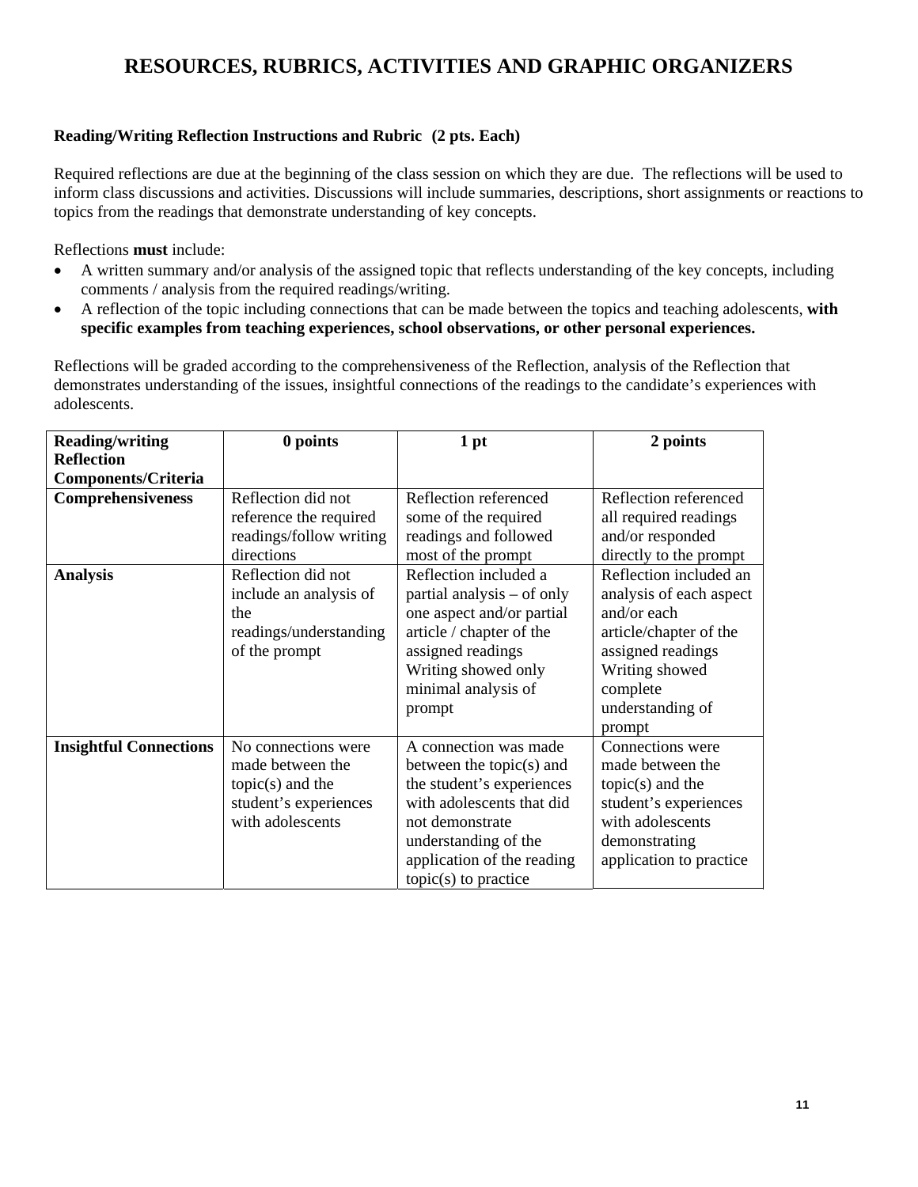# RESOURCES, RUBRICS, ACTIVITIES AND GRAPHIC ORGANIZERS

**Reading/Writing Reflection Instructions and Rubric (2 pts. Each)**

Required reflections are due at the beginning of the class session on which they are due. The reflections will be used to inform class discussions and activities. Discussions will include summaries, descriptions, short assignments or reactions to topics from the readings that demonstrate understanding of key concepts.

Reflections **must** include:

- A written summary and/or analysis of the assigned topic that reflects understanding of the key concepts, including comments / analysis from the required readings/writing.
- A reflection of the topic including connections that can be made between the topics and teaching adolescents, **with specific examples from teaching experiences, school observations, or other personal experiences.**

Reflections will be graded according to the comprehensiveness of the Reflection, analysis of the Reflection that demonstrates understanding of the issues, insightful connections of the readings to the candidate's experiences with adolescents.

| Reading/writing Reflection Components/Criteria | 0 points | 1 pt | 2 points |
|---|---|---|---|
| **Comprehensiveness** | Reflection did not reference the required readings/follow writing directions | Reflection referenced some of the required readings and followed most of the prompt | Reflection referenced all required readings and/or responded directly to the prompt |
| **Analysis** | Reflection did not include an analysis of the readings/understanding of the prompt | Reflection included a partial analysis – of only one aspect and/or partial article / chapter of the assigned readings Writing showed only minimal analysis of prompt | Reflection included an analysis of each aspect and/or each article/chapter of the assigned readings Writing showed complete understanding of prompt |
| **Insightful Connections** | No connections were made between the topic(s) and the student's experiences with adolescents | A connection was made between the topic(s) and the student's experiences with adolescents that did not demonstrate understanding of the application of the reading topic(s) to practice | Connections were made between the topic(s) and the student's experiences with adolescents demonstrating application to practice |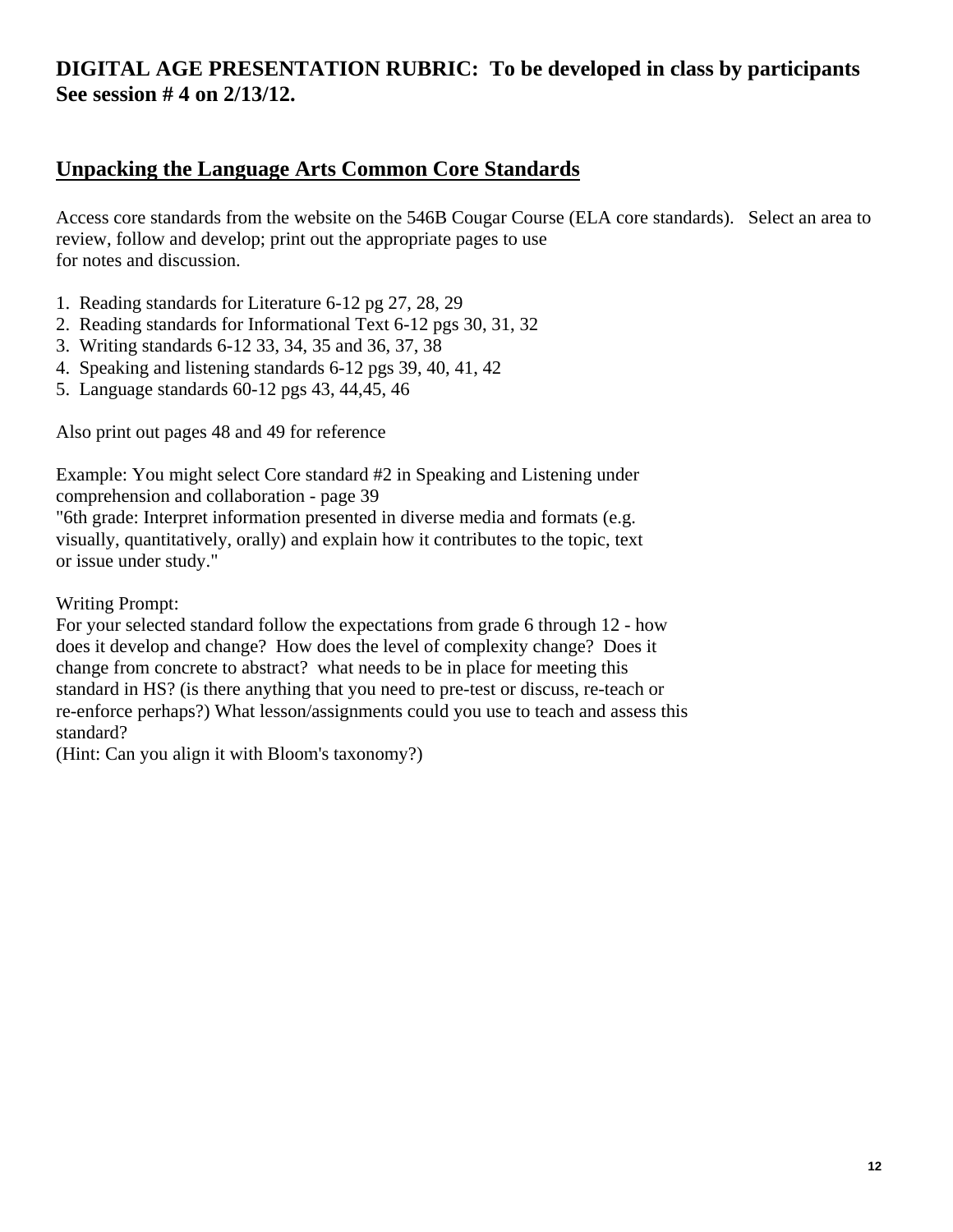**DIGITAL AGE PRESENTATION RUBRIC: To be developed in class by participants See session # 4 on 2/13/12.**

## Unpacking the Language Arts Common Core Standards

Access core standards from the website on the 546B Cougar Course (ELA core standards). Select an area to review, follow and develop; print out the appropriate pages to use for notes and discussion.

1. Reading standards for Literature 6-12 pg 27, 28, 29
2. Reading standards for Informational Text 6-12 pgs 30, 31, 32
3. Writing standards 6-12 33, 34, 35 and 36, 37, 38
4. Speaking and listening standards 6-12 pgs 39, 40, 41, 42
5. Language standards 60-12 pgs 43, 44,45, 46

Also print out pages 48 and 49 for reference

Example: You might select Core standard #2 in Speaking and Listening under comprehension and collaboration - page 39
"6th grade: Interpret information presented in diverse media and formats (e.g. visually, quantitatively, orally) and explain how it contributes to the topic, text or issue under study."

Writing Prompt:
For your selected standard follow the expectations from grade 6 through 12 - how does it develop and change? How does the level of complexity change? Does it change from concrete to abstract? what needs to be in place for meeting this standard in HS? (is there anything that you need to pre-test or discuss, re-teach or re-enforce perhaps?) What lesson/assignments could you use to teach and assess this standard?
(Hint: Can you align it with Bloom's taxonomy?)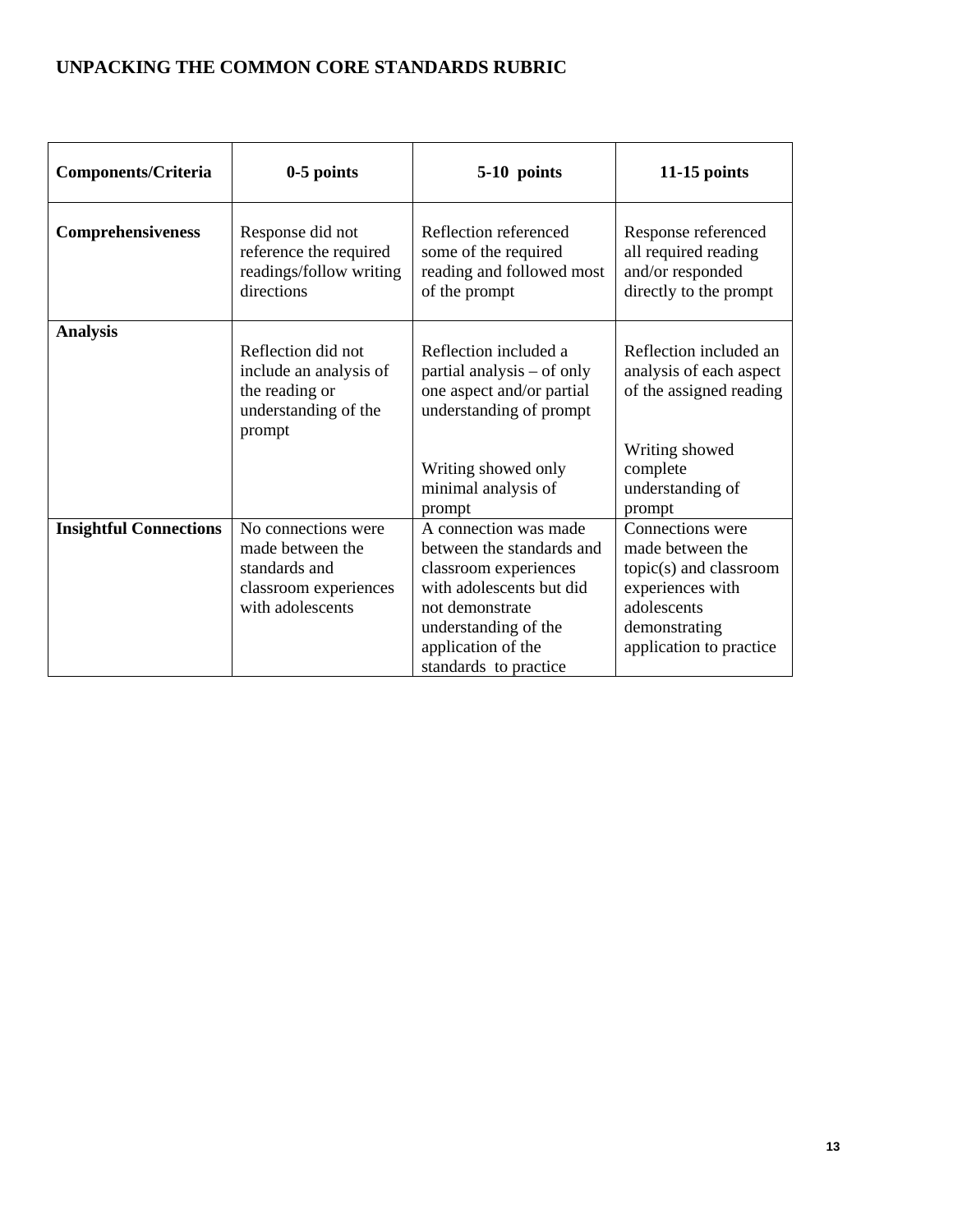**UNPACKING THE COMMON CORE STANDARDS RUBRIC**

| Components/Criteria | 0-5 points | 5-10 points | 11-15 points |
|---|---|---|---|
| **Comprehensiveness** | Response did not reference the required readings/follow writing directions | Reflection referenced some of the required reading and followed most of the prompt | Response referenced all required reading and/or responded directly to the prompt |
| **Analysis** | Reflection did not include an analysis of the reading or understanding of the prompt | Reflection included a partial analysis – of only one aspect and/or partial understanding of prompt<br><br>Writing showed only minimal analysis of prompt | Reflection included an analysis of each aspect of the assigned reading<br><br>Writing showed complete understanding of prompt |
| **Insightful Connections** | No connections were made between the standards and classroom experiences with adolescents | A connection was made between the standards and classroom experiences with adolescents but did not demonstrate understanding of the application of the standards to practice | Connections were made between the topic(s) and classroom experiences with adolescents demonstrating application to practice |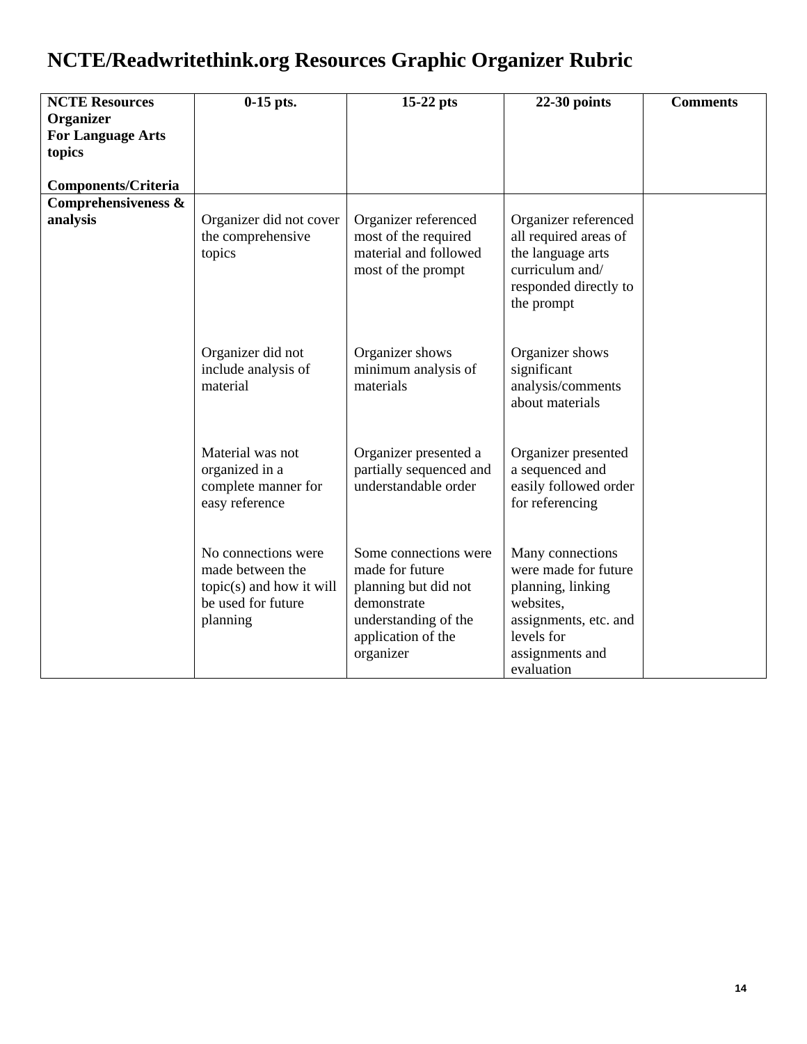# NCTE/Readwritethink.org Resources Graphic Organizer Rubric

| **NCTE Resources Organizer For Language Arts topics**<br><br>**Components/Criteria** | **0-15 pts.** | **15-22 pts** | **22-30 points** | **Comments** |
|---|---|---|---|---|
| **Comprehensiveness & analysis** | Organizer did not cover the comprehensive topics | Organizer referenced most of the required material and followed most of the prompt | Organizer referenced all required areas of the language arts curriculum and/ responded directly to the prompt | |
| | Organizer did not include analysis of material | Organizer shows minimum analysis of materials | Organizer shows significant analysis/comments about materials | |
| | Material was not organized in a complete manner for easy reference | Organizer presented a partially sequenced and understandable order | Organizer presented a sequenced and easily followed order for referencing | |
| | No connections were made between the topic(s) and how it will be used for future planning | Some connections were made for future planning but did not demonstrate understanding of the application of the organizer | Many connections were made for future planning, linking websites, assignments, etc. and levels for assignments and evaluation | |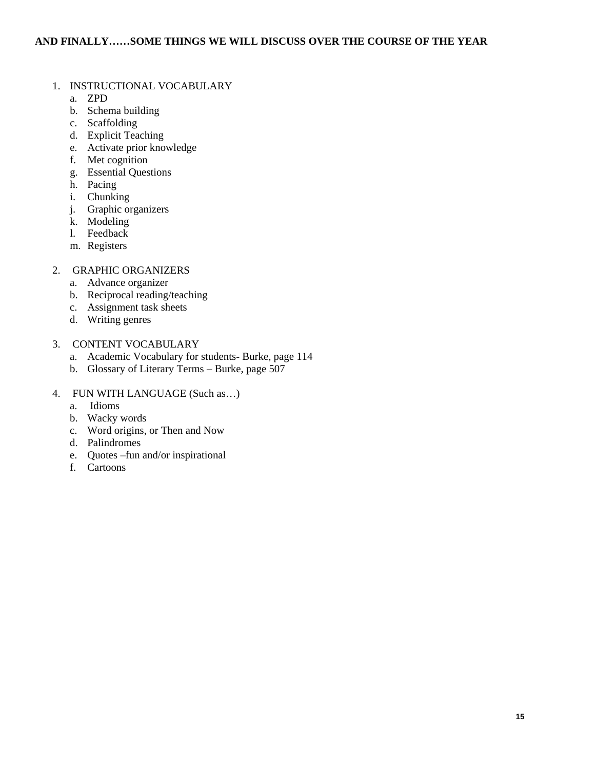**AND FINALLY……SOME THINGS WE WILL DISCUSS OVER THE COURSE OF THE YEAR**

1. INSTRUCTIONAL VOCABULARY
   a. ZPD
   b. Schema building
   c. Scaffolding
   d. Explicit Teaching
   e. Activate prior knowledge
   f. Met cognition
   g. Essential Questions
   h. Pacing
   i. Chunking
   j. Graphic organizers
   k. Modeling
   l. Feedback
   m. Registers

2. GRAPHIC ORGANIZERS
   a. Advance organizer
   b. Reciprocal reading/teaching
   c. Assignment task sheets
   d. Writing genres

3. CONTENT VOCABULARY
   a. Academic Vocabulary for students- Burke, page 114
   b. Glossary of Literary Terms – Burke, page 507

4. FUN WITH LANGUAGE (Such as…)
   a. Idioms
   b. Wacky words
   c. Word origins, or Then and Now
   d. Palindromes
   e. Quotes –fun and/or inspirational
   f. Cartoons